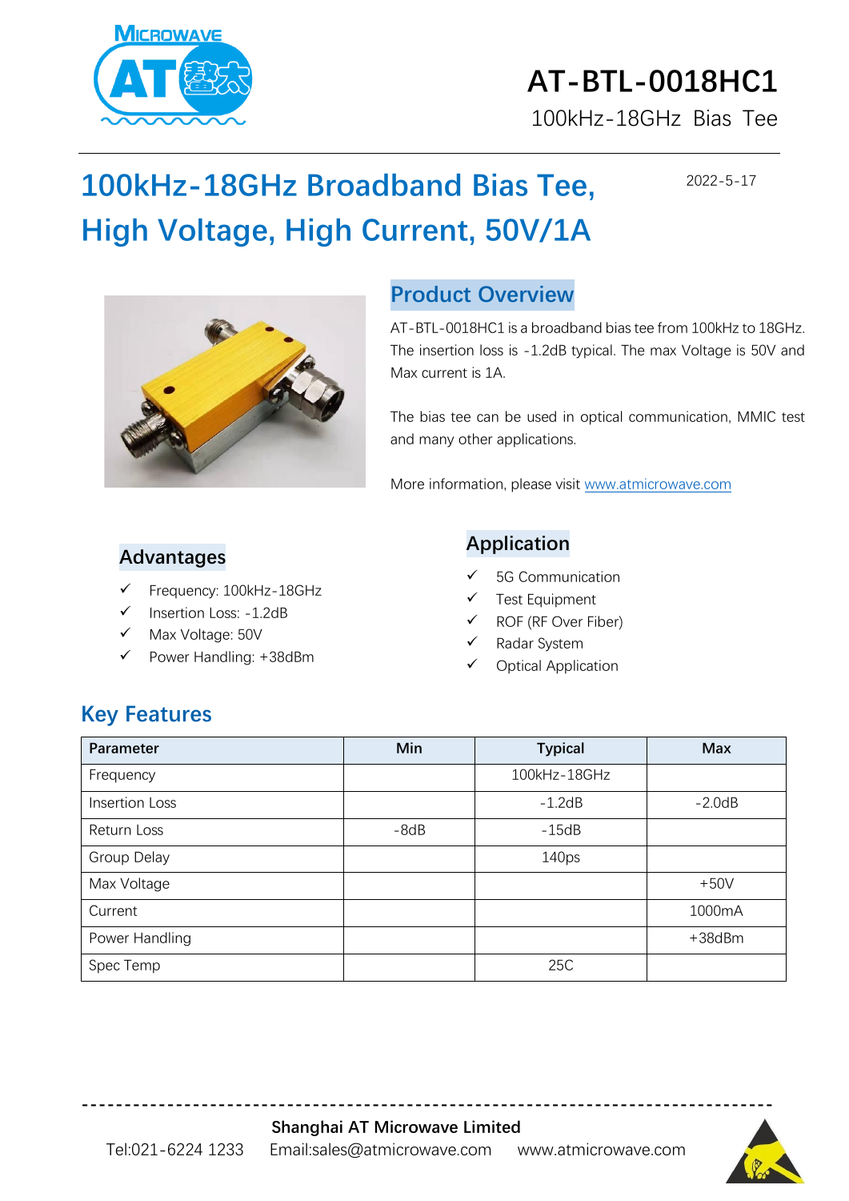# AT-BTL-0018HC1

100kHz-18GHz Bias Tee

## 100kHz-18GHz Broadband Bias Tee, High Voltage, High Current, 50V/1A

2022-5-17

## Product Overview

AT-BTL-0018HC1 is a broadband bias tee from 100kHz to 18GHz. The insertion loss is -1.2dB typical. The max Voltage is 50V and Max current is 1A.

The bias tee can be used in optical communication, MMIC test and many other applications.

More information, please visit www.atmicrowave.com

## Advantages

- ✓ Frequency: 100kHz-18GHz
- ✓ Insertion Loss: -1.2dB
- ✓ Max Voltage: 50V
- ✓ Power Handling: +38dBm

## Application

- ✓ 5G Communication
- ✓ Test Equipment
- ✓ ROF (RF Over Fiber)
- ✓ Radar System
- ✓ Optical Application

## Key Features

| Parameter | Min | Typical | Max |
|---|---|---|---|
| Frequency | | 100kHz-18GHz | |
| Insertion Loss | | -1.2dB | -2.0dB |
| Return Loss | -8dB | -15dB | |
| Group Delay | | 140ps | |
| Max Voltage | | | +50V |
| Current | | | 1000mA |
| Power Handling | | | +38dBm |
| Spec Temp | | 25C | |

**Shanghai AT Microwave Limited**

Tel:021-6224 1233 Email:sales@atmicrowave.com www.atmicrowave.com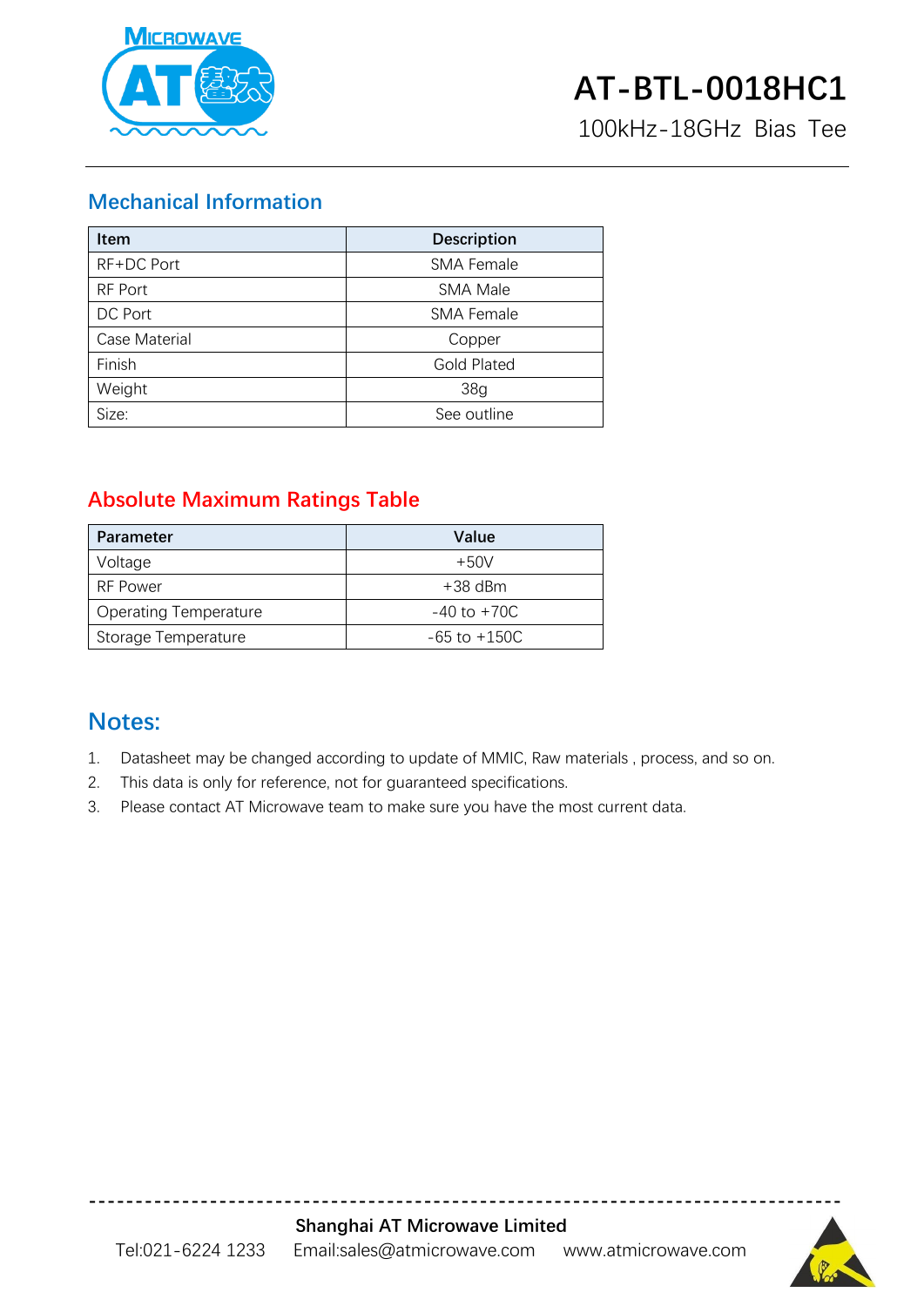# AT-BTL-0018HC1

100kHz-18GHz Bias Tee

## Mechanical Information

| Item | Description |
|---|---|
| RF+DC Port | SMA Female |
| RF Port | SMA Male |
| DC Port | SMA Female |
| Case Material | Copper |
| Finish | Gold Plated |
| Weight | 38g |
| Size: | See outline |

## Absolute Maximum Ratings Table

| Parameter | Value |
|---|---|
| Voltage | +50V |
| RF Power | +38 dBm |
| Operating Temperature | -40 to +70C |
| Storage Temperature | -65 to +150C |

## Notes:

1. Datasheet may be changed according to update of MMIC, Raw materials , process, and so on.
2. This data is only for reference, not for guaranteed specifications.
3. Please contact AT Microwave team to make sure you have the most current data.

**Shanghai AT Microwave Limited**

Tel:021-6224 1233 Email:sales@atmicrowave.com www.atmicrowave.com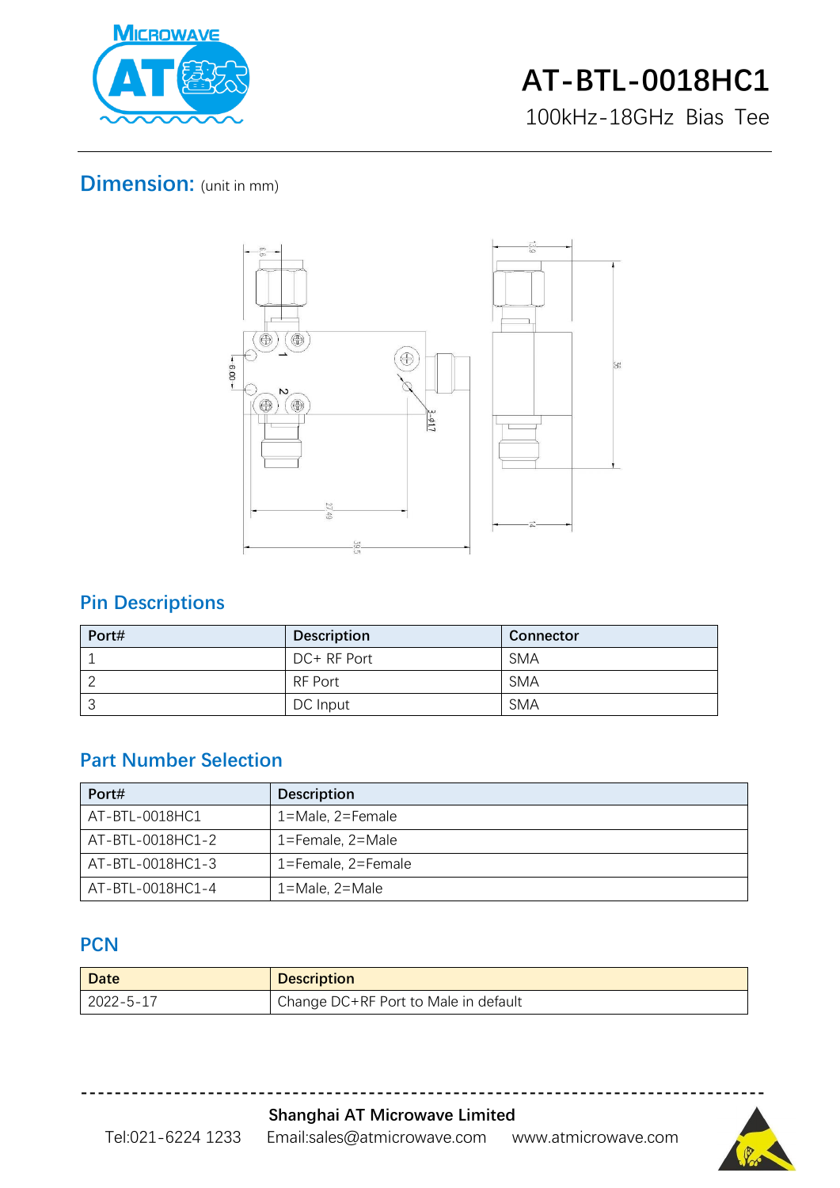AT-BTL-0018HC1

100kHz-18GHz Bias Tee

## Dimension: (unit in mm)

6.6
12.9
6.00
1
2
3-φ1.7
56
27.49
14
39.5

## Pin Descriptions

| Port# | Description | Connector |
|---|---|---|
| 1 | DC+ RF Port | SMA |
| 2 | RF Port | SMA |
| 3 | DC Input | SMA |

## Part Number Selection

| Port# | Description |
|---|---|
| AT-BTL-0018HC1 | 1=Male, 2=Female |
| AT-BTL-0018HC1-2 | 1=Female, 2=Male |
| AT-BTL-0018HC1-3 | 1=Female, 2=Female |
| AT-BTL-0018HC1-4 | 1=Male, 2=Male |

## PCN

| Date | Description |
|---|---|
| 2022-5-17 | Change DC+RF Port to Male in default |

**Shanghai AT Microwave Limited**

Tel:021-6224 1233 Email:sales@atmicrowave.com www.atmicrowave.com